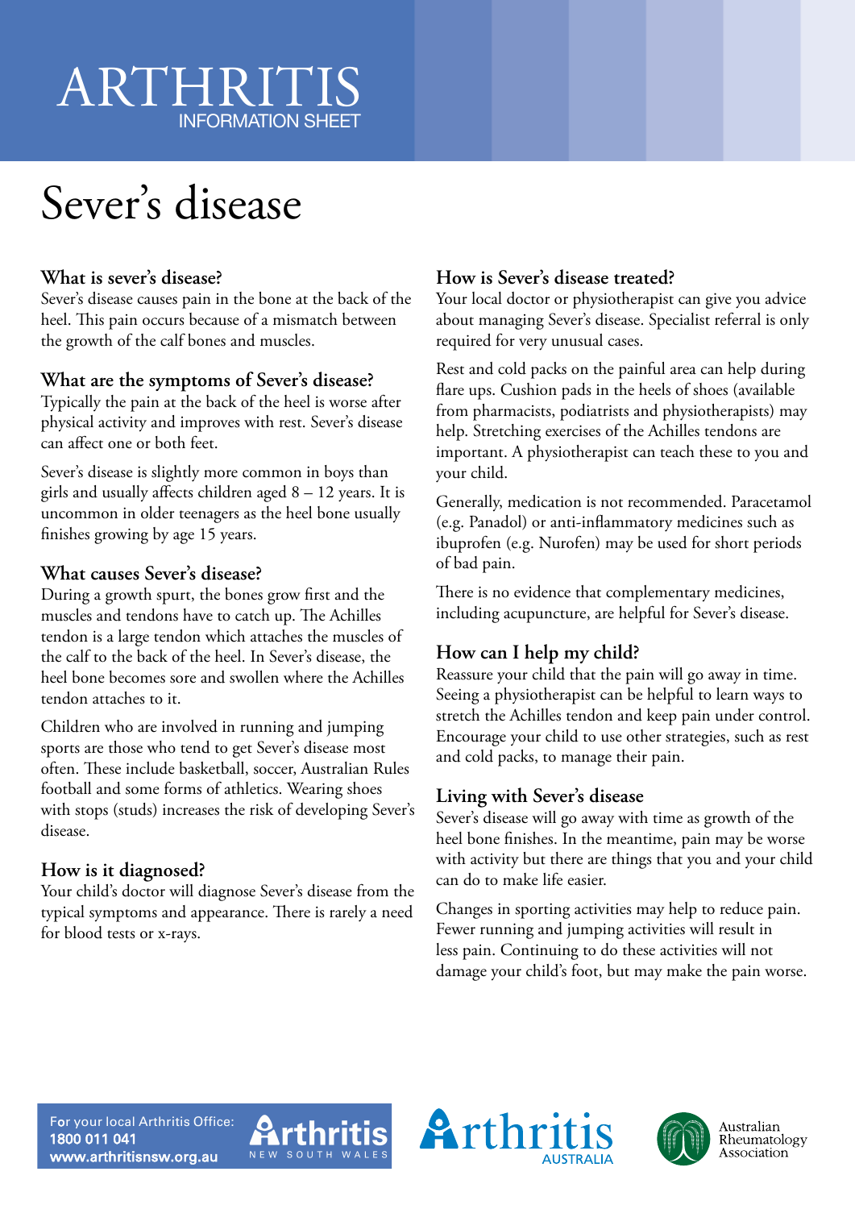# ARTHRITIS
INFORMATION SHEET

# Sever's disease

## What is sever's disease?

Sever's disease causes pain in the bone at the back of the heel. This pain occurs because of a mismatch between the growth of the calf bones and muscles.

## What are the symptoms of Sever's disease?

Typically the pain at the back of the heel is worse after physical activity and improves with rest. Sever's disease can affect one or both feet.

Sever's disease is slightly more common in boys than girls and usually affects children aged 8 – 12 years. It is uncommon in older teenagers as the heel bone usually finishes growing by age 15 years.

## What causes Sever's disease?

During a growth spurt, the bones grow first and the muscles and tendons have to catch up. The Achilles tendon is a large tendon which attaches the muscles of the calf to the back of the heel. In Sever's disease, the heel bone becomes sore and swollen where the Achilles tendon attaches to it.

Children who are involved in running and jumping sports are those who tend to get Sever's disease most often. These include basketball, soccer, Australian Rules football and some forms of athletics. Wearing shoes with stops (studs) increases the risk of developing Sever's disease.

## How is it diagnosed?

Your child's doctor will diagnose Sever's disease from the typical symptoms and appearance. There is rarely a need for blood tests or x-rays.

## How is Sever's disease treated?

Your local doctor or physiotherapist can give you advice about managing Sever's disease. Specialist referral is only required for very unusual cases.

Rest and cold packs on the painful area can help during flare ups. Cushion pads in the heels of shoes (available from pharmacists, podiatrists and physiotherapists) may help. Stretching exercises of the Achilles tendons are important. A physiotherapist can teach these to you and your child.

Generally, medication is not recommended. Paracetamol (e.g. Panadol) or anti-inflammatory medicines such as ibuprofen (e.g. Nurofen) may be used for short periods of bad pain.

There is no evidence that complementary medicines, including acupuncture, are helpful for Sever's disease.

## How can I help my child?

Reassure your child that the pain will go away in time. Seeing a physiotherapist can be helpful to learn ways to stretch the Achilles tendon and keep pain under control. Encourage your child to use other strategies, such as rest and cold packs, to manage their pain.

## Living with Sever's disease

Sever's disease will go away with time as growth of the heel bone finishes. In the meantime, pain may be worse with activity but there are things that you and your child can do to make life easier.

Changes in sporting activities may help to reduce pain. Fewer running and jumping activities will result in less pain. Continuing to do these activities will not damage your child's foot, but may make the pain worse.

For your local Arthritis Office:
**1800 011 041**
**www.arthritisnsw.org.au**

Arthritis NEW SOUTH WALES

Arthritis AUSTRALIA

Australian Rheumatology Association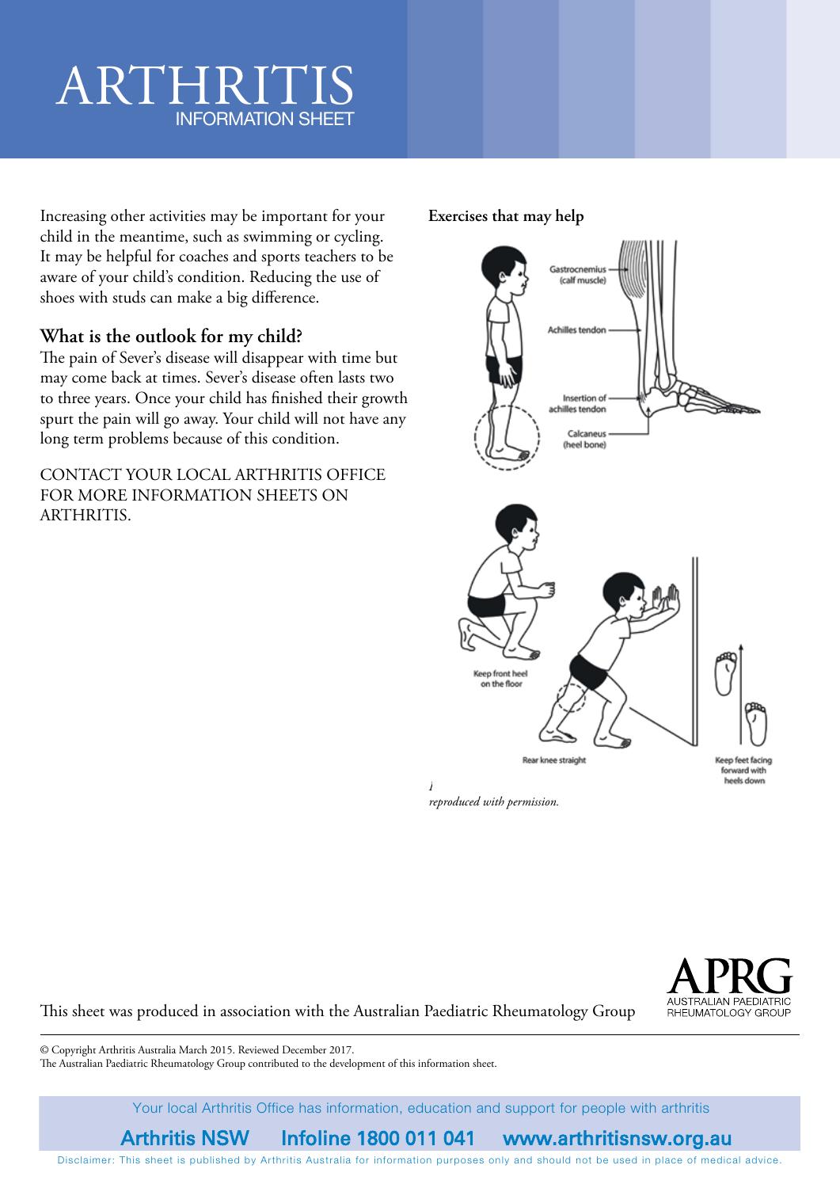Increasing other activities may be important for your child in the meantime, such as swimming or cycling. It may be helpful for coaches and sports teachers to be aware of your child's condition. Reducing the use of shoes with studs can make a big difference.

## What is the outlook for my child?

The pain of Sever's disease will disappear with time but may come back at times. Sever's disease often lasts two to three years. Once your child has finished their growth spurt the pain will go away. Your child will not have any long term problems because of this condition.

CONTACT YOUR LOCAL ARTHRITIS OFFICE FOR MORE INFORMATION SHEETS ON ARTHRITIS.

**Exercises that may help**

Gastrocnemius (calf muscle)

Achilles tendon

Insertion of achilles tendon

Calcaneus (heel bone)

Keep front heel on the floor

Rear knee straight

Keep feet facing forward with heels down

*I reproduced with permission.*

This sheet was produced in association with the Australian Paediatric Rheumatology Group

APRG AUSTRALIAN PAEDIATRIC RHEUMATOLOGY GROUP

© Copyright Arthritis Australia March 2015. Reviewed December 2017.
The Australian Paediatric Rheumatology Group contributed to the development of this information sheet.

Your local Arthritis Office has information, education and support for people with arthritis

**Arthritis NSW  Infoline 1800 011 041  www.arthritisnsw.org.au**

Disclaimer: This sheet is published by Arthritis Australia for information purposes only and should not be used in place of medical advice.